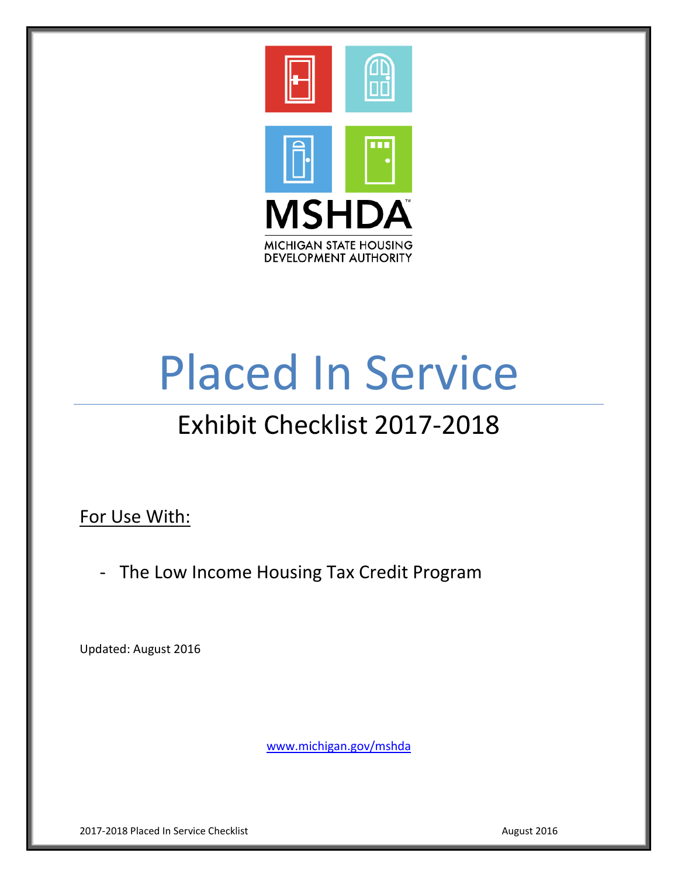MSHDA

MICHIGAN STATE HOUSING DEVELOPMENT AUTHORITY

# Placed In Service

## Exhibit Checklist 2017-2018

For Use With:

- The Low Income Housing Tax Credit Program

Updated: August 2016

www.michigan.gov/mshda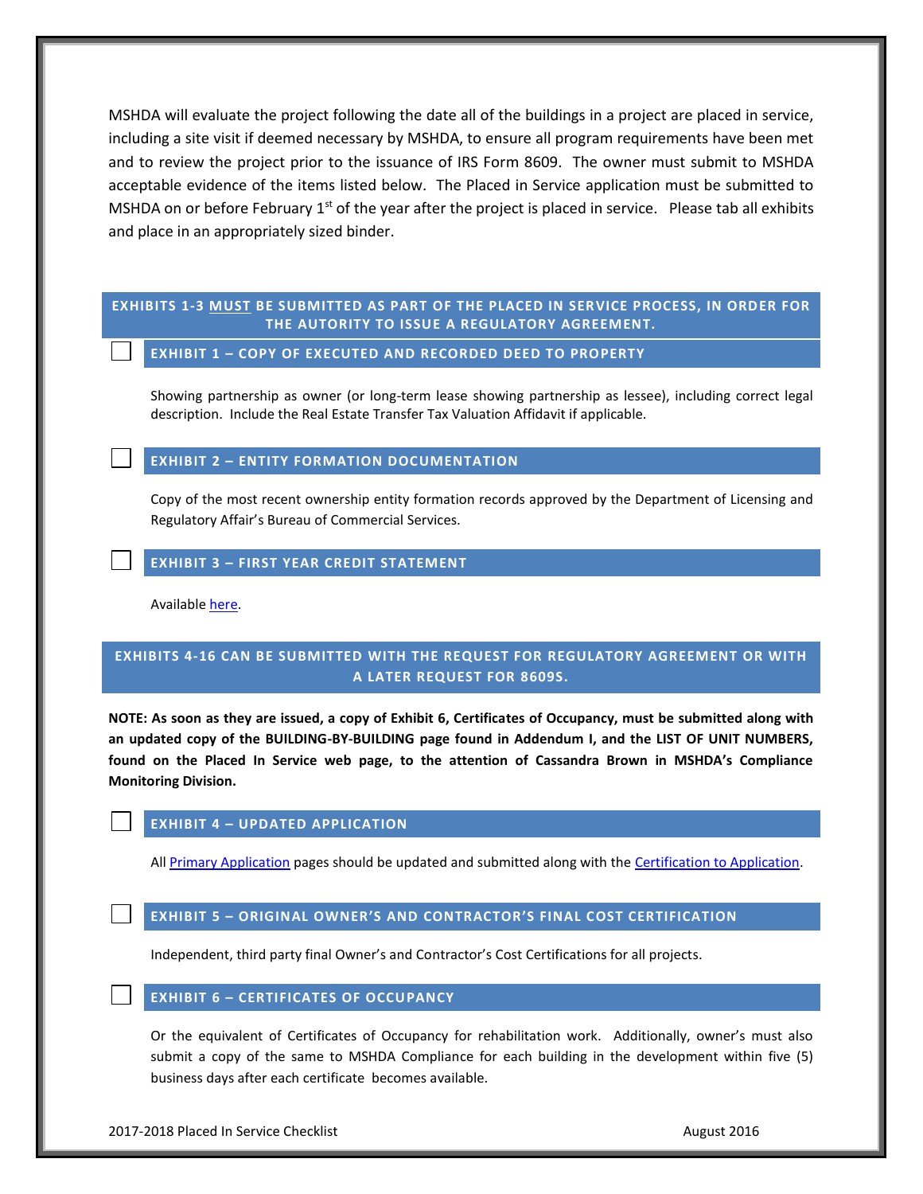MSHDA will evaluate the project following the date all of the buildings in a project are placed in service, including a site visit if deemed necessary by MSHDA, to ensure all program requirements have been met and to review the project prior to the issuance of IRS Form 8609. The owner must submit to MSHDA acceptable evidence of the items listed below. The Placed in Service application must be submitted to MSHDA on or before February 1st of the year after the project is placed in service. Please tab all exhibits and place in an appropriately sized binder.

## EXHIBITS 1-3 MUST BE SUBMITTED AS PART OF THE PLACED IN SERVICE PROCESS, IN ORDER FOR THE AUTORITY TO ISSUE A REGULATORY AGREEMENT.

### ☐ EXHIBIT 1 – COPY OF EXECUTED AND RECORDED DEED TO PROPERTY

Showing partnership as owner (or long-term lease showing partnership as lessee), including correct legal description. Include the Real Estate Transfer Tax Valuation Affidavit if applicable.

### ☐ EXHIBIT 2 – ENTITY FORMATION DOCUMENTATION

Copy of the most recent ownership entity formation records approved by the Department of Licensing and Regulatory Affair's Bureau of Commercial Services.

### ☐ EXHIBIT 3 – FIRST YEAR CREDIT STATEMENT

Available here.

## EXHIBITS 4-16 CAN BE SUBMITTED WITH THE REQUEST FOR REGULATORY AGREEMENT OR WITH A LATER REQUEST FOR 8609S.

**NOTE: As soon as they are issued, a copy of Exhibit 6, Certificates of Occupancy, must be submitted along with an updated copy of the BUILDING-BY-BUILDING page found in Addendum I, and the LIST OF UNIT NUMBERS, found on the Placed In Service web page, to the attention of Cassandra Brown in MSHDA's Compliance Monitoring Division.**

### ☐ EXHIBIT 4 – UPDATED APPLICATION

All Primary Application pages should be updated and submitted along with the Certification to Application.

### ☐ EXHIBIT 5 – ORIGINAL OWNER'S AND CONTRACTOR'S FINAL COST CERTIFICATION

Independent, third party final Owner's and Contractor's Cost Certifications for all projects.

### ☐ EXHIBIT 6 – CERTIFICATES OF OCCUPANCY

Or the equivalent of Certificates of Occupancy for rehabilitation work. Additionally, owner's must also submit a copy of the same to MSHDA Compliance for each building in the development within five (5) business days after each certificate becomes available.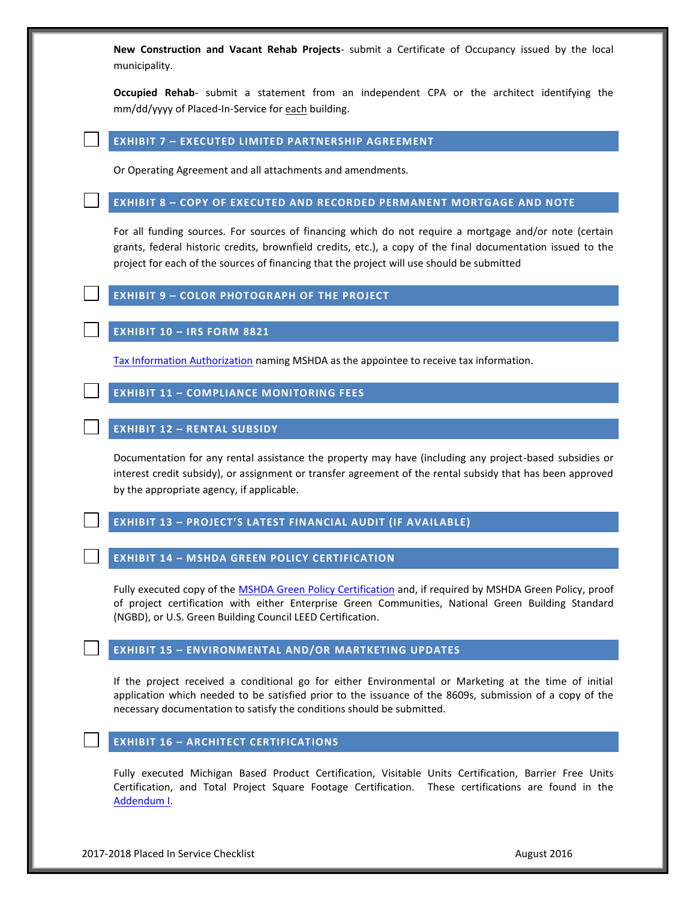**New Construction and Vacant Rehab Projects**- submit a Certificate of Occupancy issued by the local municipality.

**Occupied Rehab**- submit a statement from an independent CPA or the architect identifying the mm/dd/yyyy of Placed-In-Service for each building.

- [ ] **EXHIBIT 7 – EXECUTED LIMITED PARTNERSHIP AGREEMENT**

Or Operating Agreement and all attachments and amendments.

- [ ] **EXHIBIT 8 – COPY OF EXECUTED AND RECORDED PERMANENT MORTGAGE AND NOTE**

For all funding sources. For sources of financing which do not require a mortgage and/or note (certain grants, federal historic credits, brownfield credits, etc.), a copy of the final documentation issued to the project for each of the sources of financing that the project will use should be submitted

- [ ] **EXHIBIT 9 – COLOR PHOTOGRAPH OF THE PROJECT**

- [ ] **EXHIBIT 10 – IRS FORM 8821**

Tax Information Authorization naming MSHDA as the appointee to receive tax information.

- [ ] **EXHIBIT 11 – COMPLIANCE MONITORING FEES**

- [ ] **EXHIBIT 12 – RENTAL SUBSIDY**

Documentation for any rental assistance the property may have (including any project-based subsidies or interest credit subsidy), or assignment or transfer agreement of the rental subsidy that has been approved by the appropriate agency, if applicable.

- [ ] **EXHIBIT 13 – PROJECT'S LATEST FINANCIAL AUDIT (IF AVAILABLE)**

- [ ] **EXHIBIT 14 – MSHDA GREEN POLICY CERTIFICATION**

Fully executed copy of the MSHDA Green Policy Certification and, if required by MSHDA Green Policy, proof of project certification with either Enterprise Green Communities, National Green Building Standard (NGBD), or U.S. Green Building Council LEED Certification.

- [ ] **EXHIBIT 15 – ENVIRONMENTAL AND/OR MARTKETING UPDATES**

If the project received a conditional go for either Environmental or Marketing at the time of initial application which needed to be satisfied prior to the issuance of the 8609s, submission of a copy of the necessary documentation to satisfy the conditions should be submitted.

- [ ] **EXHIBIT 16 – ARCHITECT CERTIFICATIONS**

Fully executed Michigan Based Product Certification, Visitable Units Certification, Barrier Free Units Certification, and Total Project Square Footage Certification. These certifications are found in the Addendum I.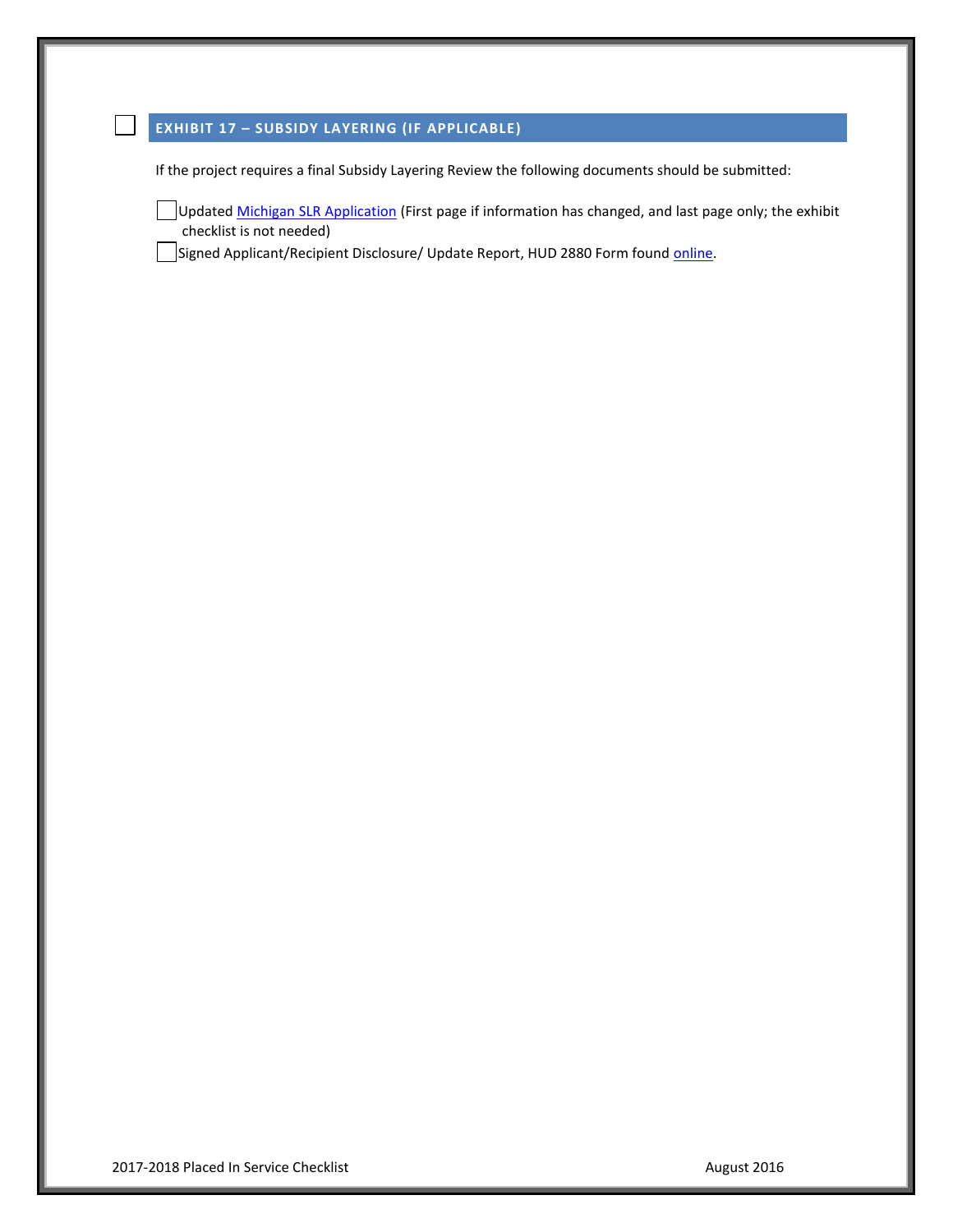☐ **EXHIBIT 17 – SUBSIDY LAYERING (IF APPLICABLE)**

If the project requires a final Subsidy Layering Review the following documents should be submitted:

- ☐ Updated Michigan SLR Application (First page if information has changed, and last page only; the exhibit checklist is not needed)
- ☐ Signed Applicant/Recipient Disclosure/ Update Report, HUD 2880 Form found online.